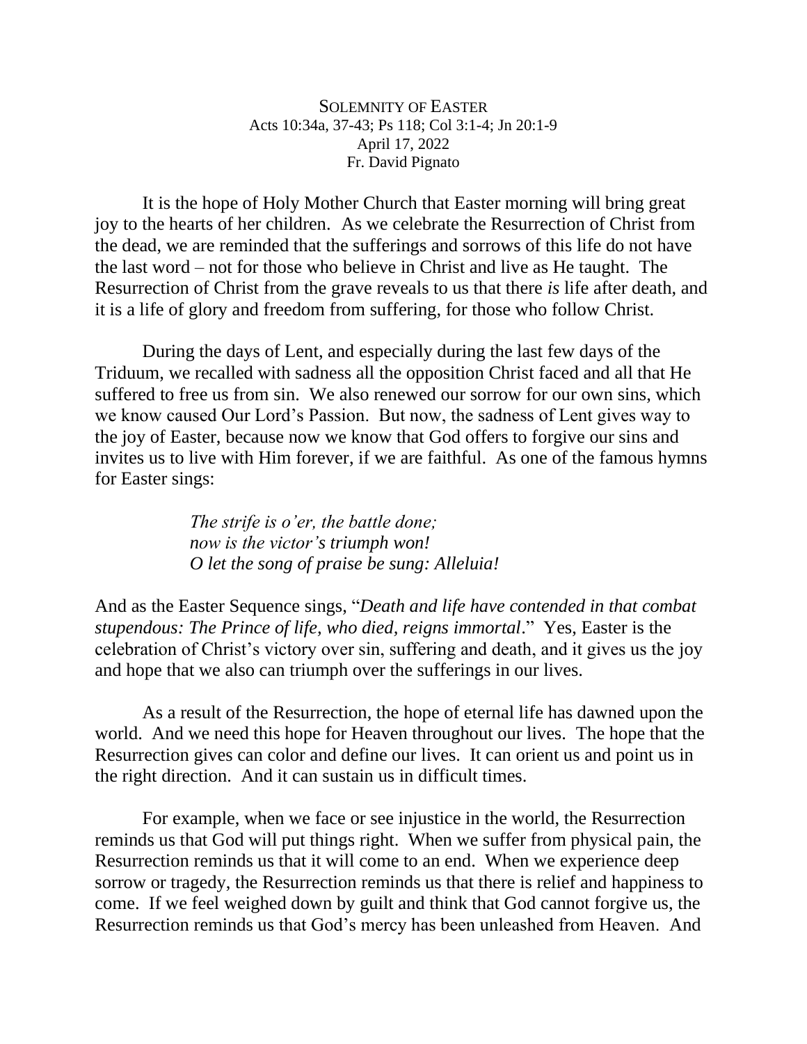# SOLEMNITY OF EASTER

Acts 10:34a, 37-43; Ps 118; Col 3:1-4; Jn 20:1-9

April 17, 2022

Fr. David Pignato

It is the hope of Holy Mother Church that Easter morning will bring great joy to the hearts of her children. As we celebrate the Resurrection of Christ from the dead, we are reminded that the sufferings and sorrows of this life do not have the last word – not for those who believe in Christ and live as He taught. The Resurrection of Christ from the grave reveals to us that there *is* life after death, and it is a life of glory and freedom from suffering, for those who follow Christ.

During the days of Lent, and especially during the last few days of the Triduum, we recalled with sadness all the opposition Christ faced and all that He suffered to free us from sin. We also renewed our sorrow for our own sins, which we know caused Our Lord's Passion. But now, the sadness of Lent gives way to the joy of Easter, because now we know that God offers to forgive our sins and invites us to live with Him forever, if we are faithful. As one of the famous hymns for Easter sings:

> *The strife is o'er, the battle done;*
> *now is the victor's triumph won!*
> *O let the song of praise be sung: Alleluia!*

And as the Easter Sequence sings, "*Death and life have contended in that combat stupendous: The Prince of life, who died, reigns immortal*." Yes, Easter is the celebration of Christ's victory over sin, suffering and death, and it gives us the joy and hope that we also can triumph over the sufferings in our lives.

As a result of the Resurrection, the hope of eternal life has dawned upon the world. And we need this hope for Heaven throughout our lives. The hope that the Resurrection gives can color and define our lives. It can orient us and point us in the right direction. And it can sustain us in difficult times.

For example, when we face or see injustice in the world, the Resurrection reminds us that God will put things right. When we suffer from physical pain, the Resurrection reminds us that it will come to an end. When we experience deep sorrow or tragedy, the Resurrection reminds us that there is relief and happiness to come. If we feel weighed down by guilt and think that God cannot forgive us, the Resurrection reminds us that God's mercy has been unleashed from Heaven. And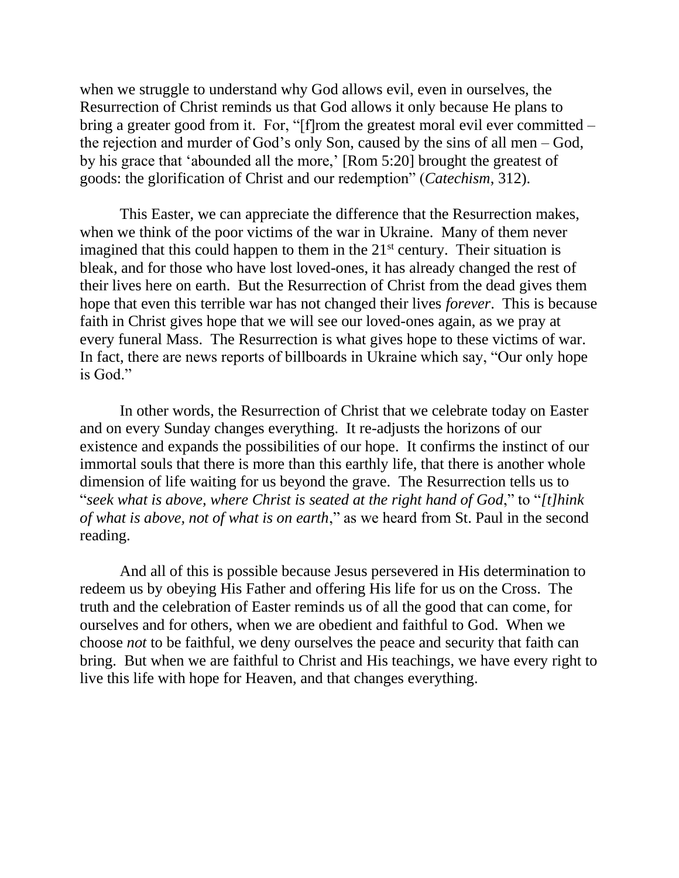when we struggle to understand why God allows evil, even in ourselves, the Resurrection of Christ reminds us that God allows it only because He plans to bring a greater good from it. For, "[f]rom the greatest moral evil ever committed – the rejection and murder of God's only Son, caused by the sins of all men – God, by his grace that 'abounded all the more,' [Rom 5:20] brought the greatest of goods: the glorification of Christ and our redemption" (*Catechism*, 312).

This Easter, we can appreciate the difference that the Resurrection makes, when we think of the poor victims of the war in Ukraine. Many of them never imagined that this could happen to them in the 21st century. Their situation is bleak, and for those who have lost loved-ones, it has already changed the rest of their lives here on earth. But the Resurrection of Christ from the dead gives them hope that even this terrible war has not changed their lives *forever*. This is because faith in Christ gives hope that we will see our loved-ones again, as we pray at every funeral Mass. The Resurrection is what gives hope to these victims of war. In fact, there are news reports of billboards in Ukraine which say, "Our only hope is God."

In other words, the Resurrection of Christ that we celebrate today on Easter and on every Sunday changes everything. It re-adjusts the horizons of our existence and expands the possibilities of our hope. It confirms the instinct of our immortal souls that there is more than this earthly life, that there is another whole dimension of life waiting for us beyond the grave. The Resurrection tells us to "*seek what is above, where Christ is seated at the right hand of God*," to "*[t]hink of what is above, not of what is on earth*," as we heard from St. Paul in the second reading.

And all of this is possible because Jesus persevered in His determination to redeem us by obeying His Father and offering His life for us on the Cross. The truth and the celebration of Easter reminds us of all the good that can come, for ourselves and for others, when we are obedient and faithful to God. When we choose *not* to be faithful, we deny ourselves the peace and security that faith can bring. But when we are faithful to Christ and His teachings, we have every right to live this life with hope for Heaven, and that changes everything.